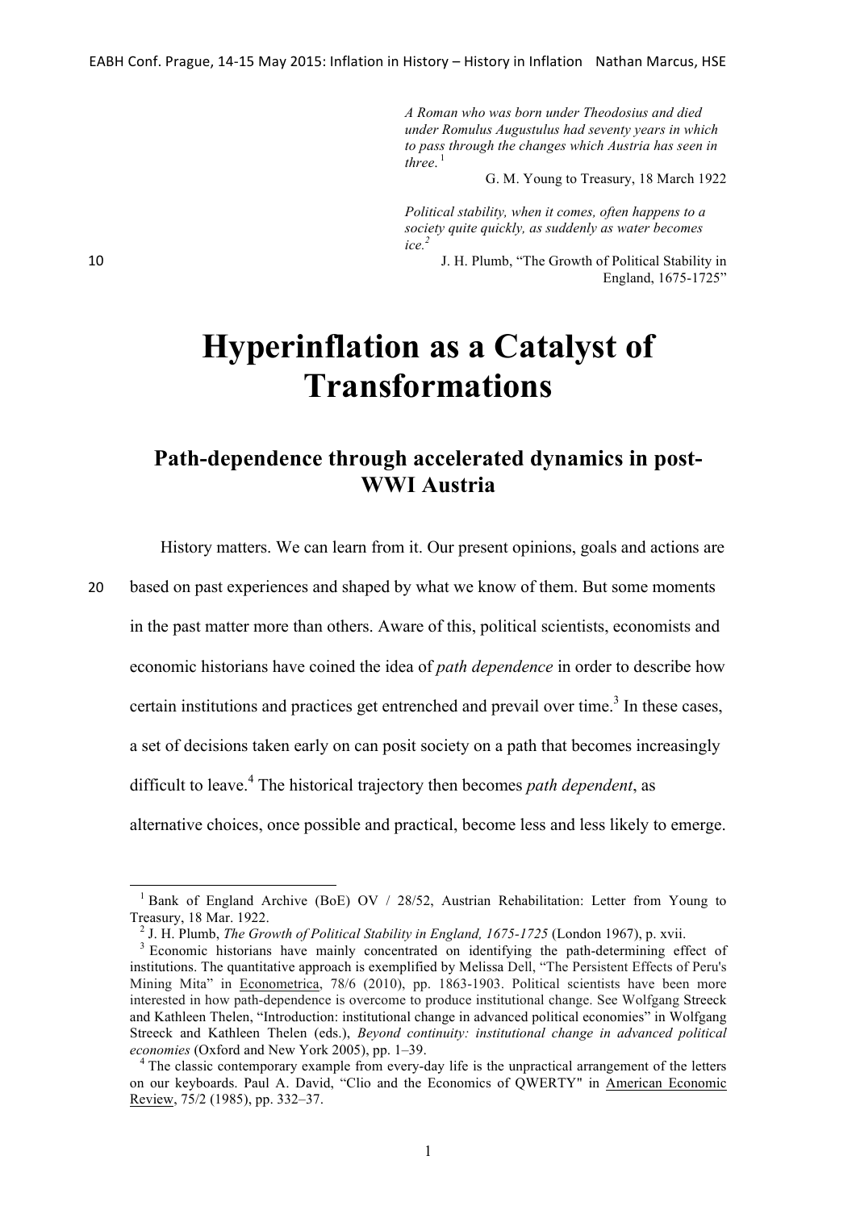*A Roman who was born under Theodosius and died under Romulus Augustulus had seventy years in which to pass through the changes which Austria has seen in three.*[1]

G. M. Young to Treasury, 18 March 1922

*Political stability, when it comes, often happens to a society quite quickly, as suddenly as water becomes ice.*[2]

J. H. Plumb, "The Growth of Political Stability in England, 1675-1725"

# Hyperinflation as a Catalyst of Transformations

## Path-dependence through accelerated dynamics in post-WWI Austria

History matters. We can learn from it. Our present opinions, goals and actions are based on past experiences and shaped by what we know of them. But some moments in the past matter more than others. Aware of this, political scientists, economists and economic historians have coined the idea of *path dependence* in order to describe how certain institutions and practices get entrenched and prevail over time.[3] In these cases, a set of decisions taken early on can posit society on a path that becomes increasingly difficult to leave.[4] The historical trajectory then becomes *path dependent*, as alternative choices, once possible and practical, become less and less likely to emerge.

---

[1] Bank of England Archive (BoE) OV / 28/52, Austrian Rehabilitation: Letter from Young to Treasury, 18 Mar. 1922.

[2] J. H. Plumb, *The Growth of Political Stability in England, 1675-1725* (London 1967), p. xvii.

[3] Economic historians have mainly concentrated on identifying the path-determining effect of institutions. The quantitative approach is exemplified by Melissa Dell, "The Persistent Effects of Peru's Mining Mita" in Econometrica, 78/6 (2010), pp. 1863-1903. Political scientists have been more interested in how path-dependence is overcome to produce institutional change. See Wolfgang Streeck and Kathleen Thelen, "Introduction: institutional change in advanced political economies" in Wolfgang Streeck and Kathleen Thelen (eds.), *Beyond continuity: institutional change in advanced political economies* (Oxford and New York 2005), pp. 1–39.

[4] The classic contemporary example from every-day life is the unpractical arrangement of the letters on our keyboards. Paul A. David, "Clio and the Economics of QWERTY" in American Economic Review, 75/2 (1985), pp. 332–37.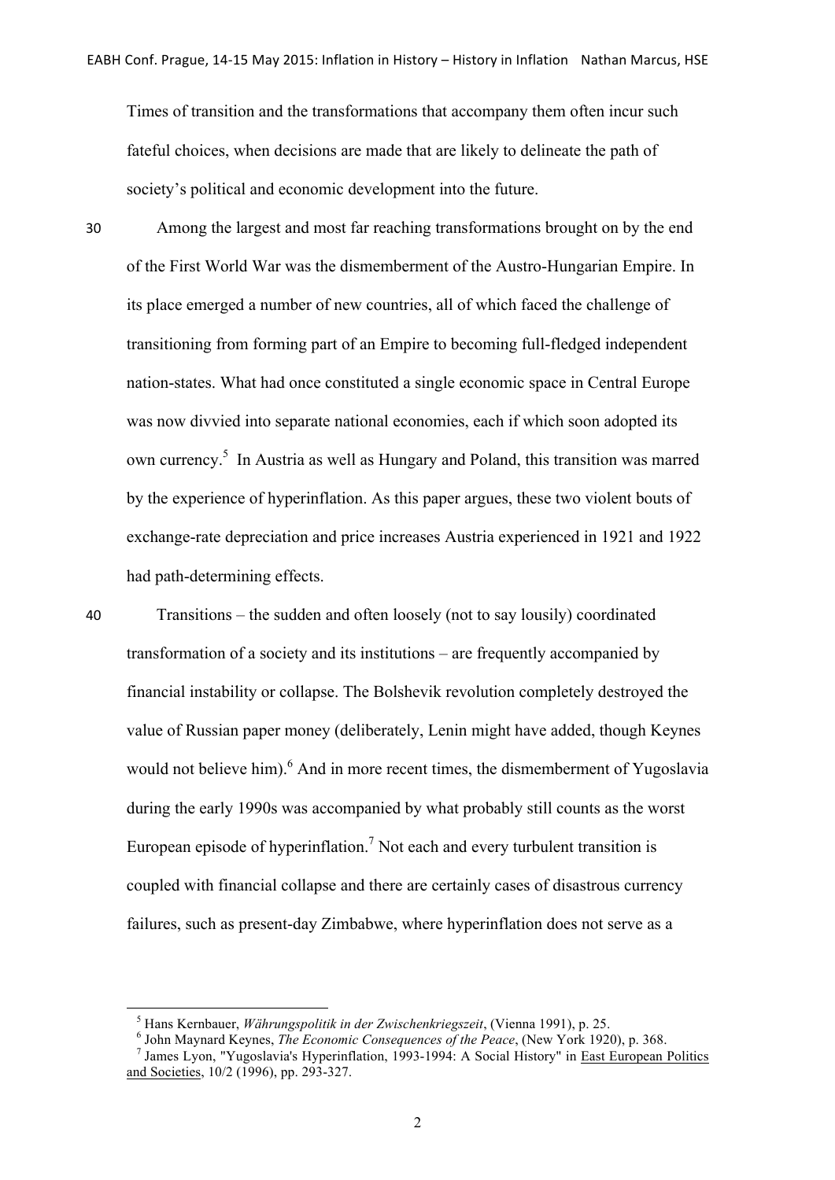Times of transition and the transformations that accompany them often incur such fateful choices, when decisions are made that are likely to delineate the path of society's political and economic development into the future.

Among the largest and most far reaching transformations brought on by the end of the First World War was the dismemberment of the Austro-Hungarian Empire. In its place emerged a number of new countries, all of which faced the challenge of transitioning from forming part of an Empire to becoming full-fledged independent nation-states. What had once constituted a single economic space in Central Europe was now divvied into separate national economies, each if which soon adopted its own currency.[5] In Austria as well as Hungary and Poland, this transition was marred by the experience of hyperinflation. As this paper argues, these two violent bouts of exchange-rate depreciation and price increases Austria experienced in 1921 and 1922 had path-determining effects.

Transitions – the sudden and often loosely (not to say lousily) coordinated transformation of a society and its institutions – are frequently accompanied by financial instability or collapse. The Bolshevik revolution completely destroyed the value of Russian paper money (deliberately, Lenin might have added, though Keynes would not believe him).[6] And in more recent times, the dismemberment of Yugoslavia during the early 1990s was accompanied by what probably still counts as the worst European episode of hyperinflation.[7] Not each and every turbulent transition is coupled with financial collapse and there are certainly cases of disastrous currency failures, such as present-day Zimbabwe, where hyperinflation does not serve as a

---

[5] Hans Kernbauer, *Währungspolitik in der Zwischenkriegszeit*, (Vienna 1991), p. 25.

[6] John Maynard Keynes, *The Economic Consequences of the Peace*, (New York 1920), p. 368.

[7] James Lyon, "Yugoslavia's Hyperinflation, 1993-1994: A Social History" in East European Politics and Societies, 10/2 (1996), pp. 293-327.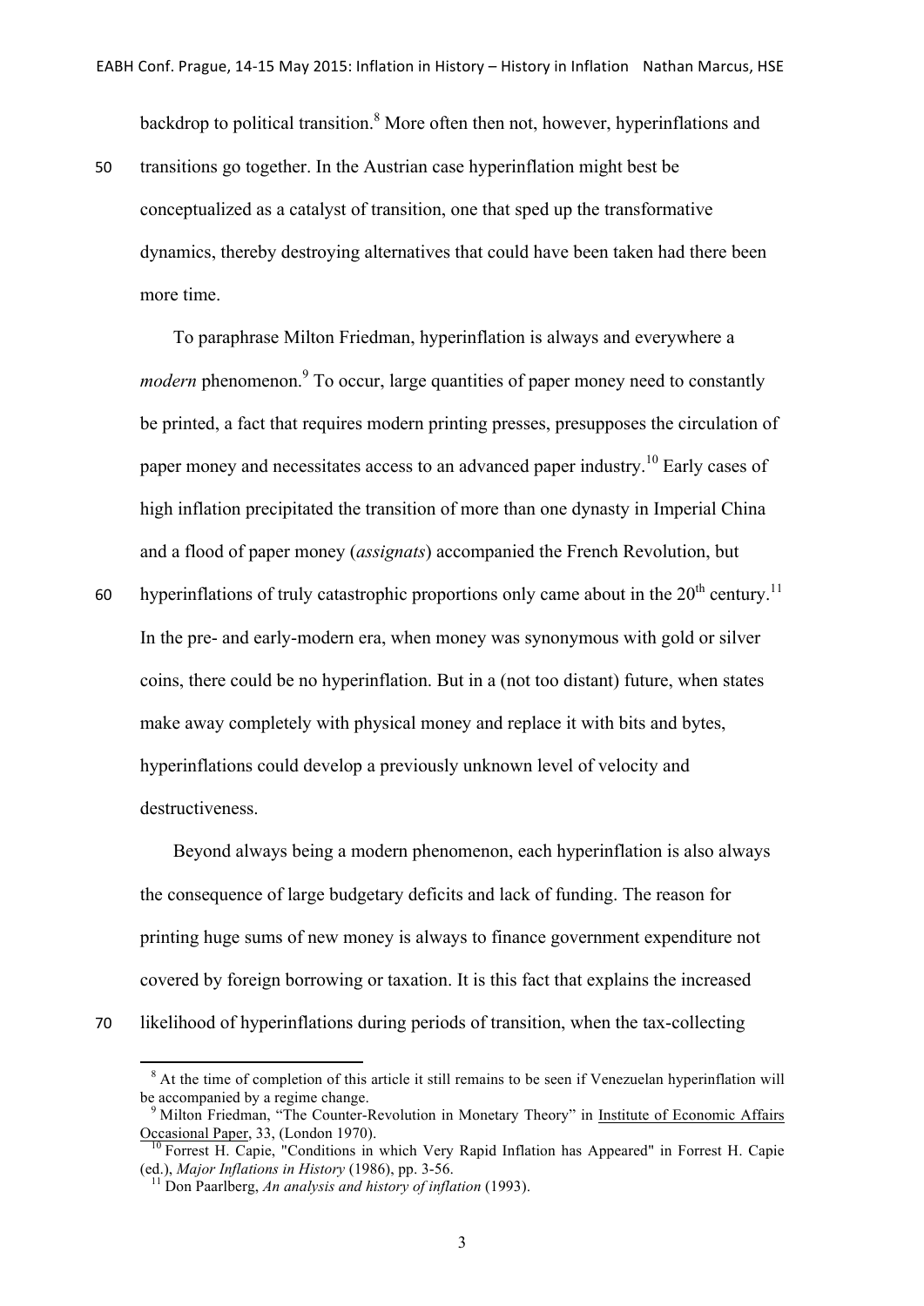backdrop to political transition.[8] More often then not, however, hyperinflations and transitions go together. In the Austrian case hyperinflation might best be conceptualized as a catalyst of transition, one that sped up the transformative dynamics, thereby destroying alternatives that could have been taken had there been more time.

To paraphrase Milton Friedman, hyperinflation is always and everywhere a *modern* phenomenon.[9] To occur, large quantities of paper money need to constantly be printed, a fact that requires modern printing presses, presupposes the circulation of paper money and necessitates access to an advanced paper industry.[10] Early cases of high inflation precipitated the transition of more than one dynasty in Imperial China and a flood of paper money (*assignats*) accompanied the French Revolution, but hyperinflations of truly catastrophic proportions only came about in the 20th century.[11] In the pre- and early-modern era, when money was synonymous with gold or silver coins, there could be no hyperinflation. But in a (not too distant) future, when states make away completely with physical money and replace it with bits and bytes, hyperinflations could develop a previously unknown level of velocity and destructiveness.

Beyond always being a modern phenomenon, each hyperinflation is also always the consequence of large budgetary deficits and lack of funding. The reason for printing huge sums of new money is always to finance government expenditure not covered by foreign borrowing or taxation. It is this fact that explains the increased likelihood of hyperinflations during periods of transition, when the tax-collecting

---

[8] At the time of completion of this article it still remains to be seen if Venezuelan hyperinflation will be accompanied by a regime change.

[9] Milton Friedman, "The Counter-Revolution in Monetary Theory" in Institute of Economic Affairs Occasional Paper, 33, (London 1970).

[10] Forrest H. Capie, "Conditions in which Very Rapid Inflation has Appeared" in Forrest H. Capie (ed.), *Major Inflations in History* (1986), pp. 3-56.

[11] Don Paarlberg, *An analysis and history of inflation* (1993).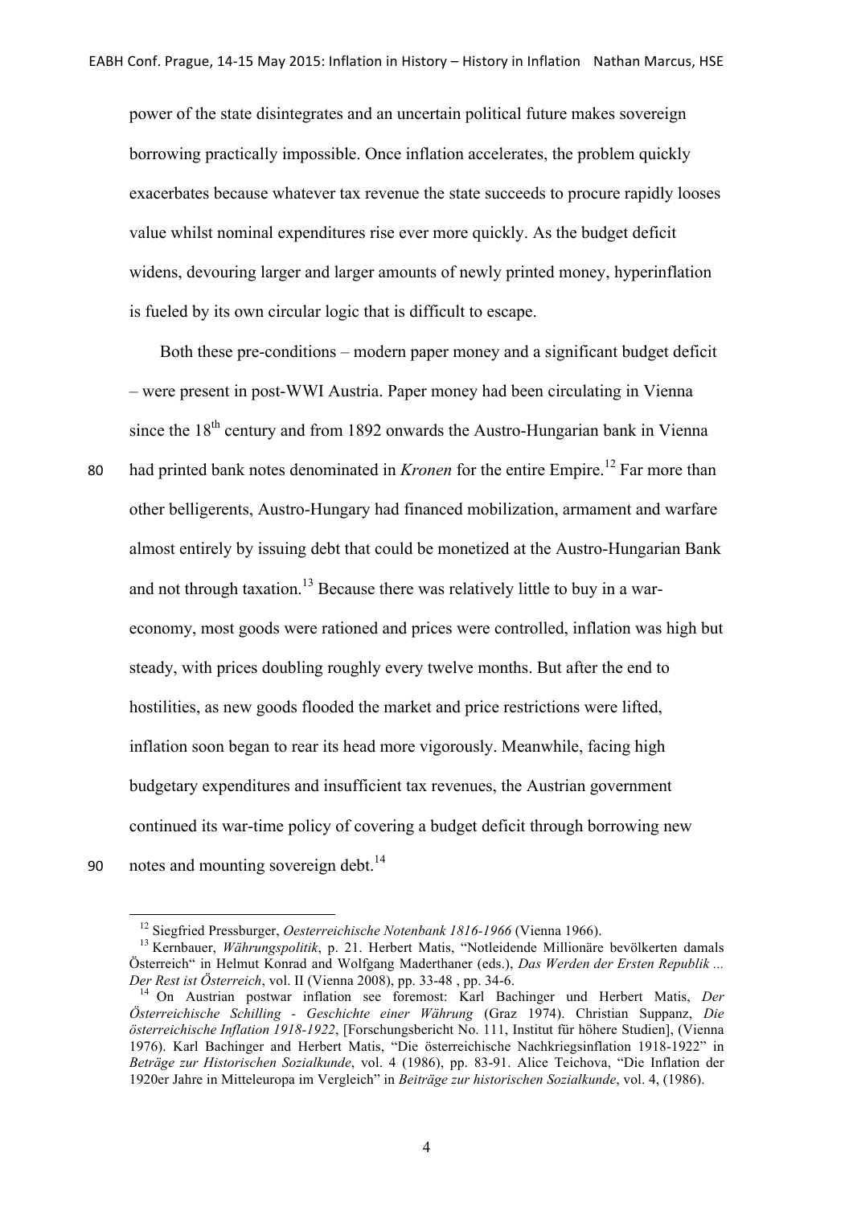power of the state disintegrates and an uncertain political future makes sovereign borrowing practically impossible. Once inflation accelerates, the problem quickly exacerbates because whatever tax revenue the state succeeds to procure rapidly looses value whilst nominal expenditures rise ever more quickly. As the budget deficit widens, devouring larger and larger amounts of newly printed money, hyperinflation is fueled by its own circular logic that is difficult to escape.

Both these pre-conditions – modern paper money and a significant budget deficit – were present in post-WWI Austria. Paper money had been circulating in Vienna since the 18th century and from 1892 onwards the Austro-Hungarian bank in Vienna had printed bank notes denominated in *Kronen* for the entire Empire.[12] Far more than other belligerents, Austro-Hungary had financed mobilization, armament and warfare almost entirely by issuing debt that could be monetized at the Austro-Hungarian Bank and not through taxation.[13] Because there was relatively little to buy in a war-economy, most goods were rationed and prices were controlled, inflation was high but steady, with prices doubling roughly every twelve months. But after the end to hostilities, as new goods flooded the market and price restrictions were lifted, inflation soon began to rear its head more vigorously. Meanwhile, facing high budgetary expenditures and insufficient tax revenues, the Austrian government continued its war-time policy of covering a budget deficit through borrowing new notes and mounting sovereign debt.[14]

---

[12] Siegfried Pressburger, *Oesterreichische Notenbank 1816-1966* (Vienna 1966).

[13] Kernbauer, *Währungspolitik*, p. 21. Herbert Matis, "Notleidende Millionäre bevölkerten damals Österreich" in Helmut Konrad and Wolfgang Maderthaner (eds.), *Das Werden der Ersten Republik ... Der Rest ist Österreich*, vol. II (Vienna 2008), pp. 33-48 , pp. 34-6.

[14] On Austrian postwar inflation see foremost: Karl Bachinger und Herbert Matis, *Der Österreichische Schilling - Geschichte einer Währung* (Graz 1974). Christian Suppanz, *Die österreichische Inflation 1918-1922*, [Forschungsbericht No. 111, Institut für höhere Studien], (Vienna 1976). Karl Bachinger and Herbert Matis, "Die österreichische Nachkriegsinflation 1918-1922" in *Beträge zur Historischen Sozialkunde*, vol. 4 (1986), pp. 83-91. Alice Teichova, "Die Inflation der 1920er Jahre in Mitteleuropa im Vergleich" in *Beiträge zur historischen Sozialkunde*, vol. 4, (1986).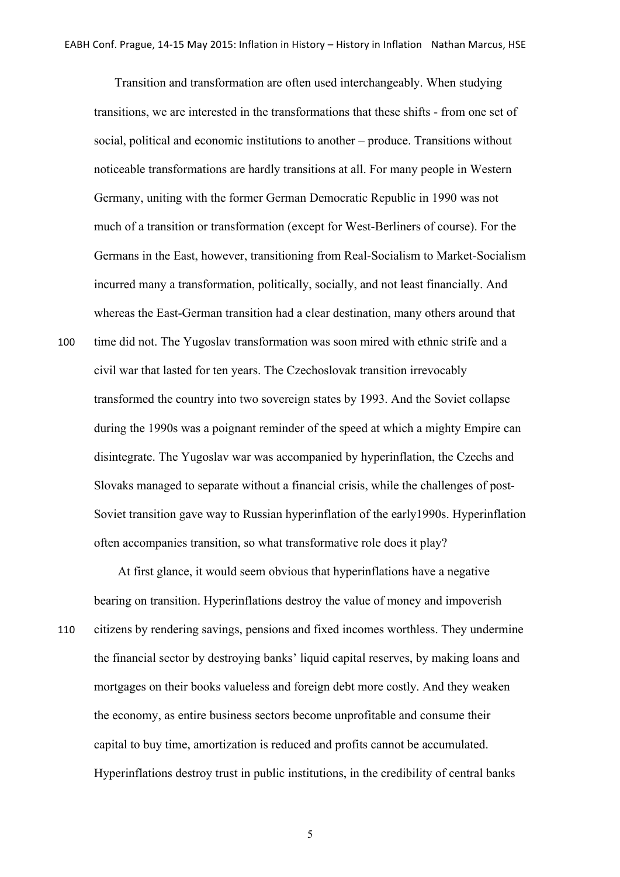Transition and transformation are often used interchangeably. When studying transitions, we are interested in the transformations that these shifts - from one set of social, political and economic institutions to another – produce. Transitions without noticeable transformations are hardly transitions at all. For many people in Western Germany, uniting with the former German Democratic Republic in 1990 was not much of a transition or transformation (except for West-Berliners of course). For the Germans in the East, however, transitioning from Real-Socialism to Market-Socialism incurred many a transformation, politically, socially, and not least financially. And whereas the East-German transition had a clear destination, many others around that time did not. The Yugoslav transformation was soon mired with ethnic strife and a civil war that lasted for ten years. The Czechoslovak transition irrevocably transformed the country into two sovereign states by 1993. And the Soviet collapse during the 1990s was a poignant reminder of the speed at which a mighty Empire can disintegrate. The Yugoslav war was accompanied by hyperinflation, the Czechs and Slovaks managed to separate without a financial crisis, while the challenges of post-Soviet transition gave way to Russian hyperinflation of the early1990s. Hyperinflation often accompanies transition, so what transformative role does it play?

At first glance, it would seem obvious that hyperinflations have a negative bearing on transition. Hyperinflations destroy the value of money and impoverish citizens by rendering savings, pensions and fixed incomes worthless. They undermine the financial sector by destroying banks' liquid capital reserves, by making loans and mortgages on their books valueless and foreign debt more costly. And they weaken the economy, as entire business sectors become unprofitable and consume their capital to buy time, amortization is reduced and profits cannot be accumulated. Hyperinflations destroy trust in public institutions, in the credibility of central banks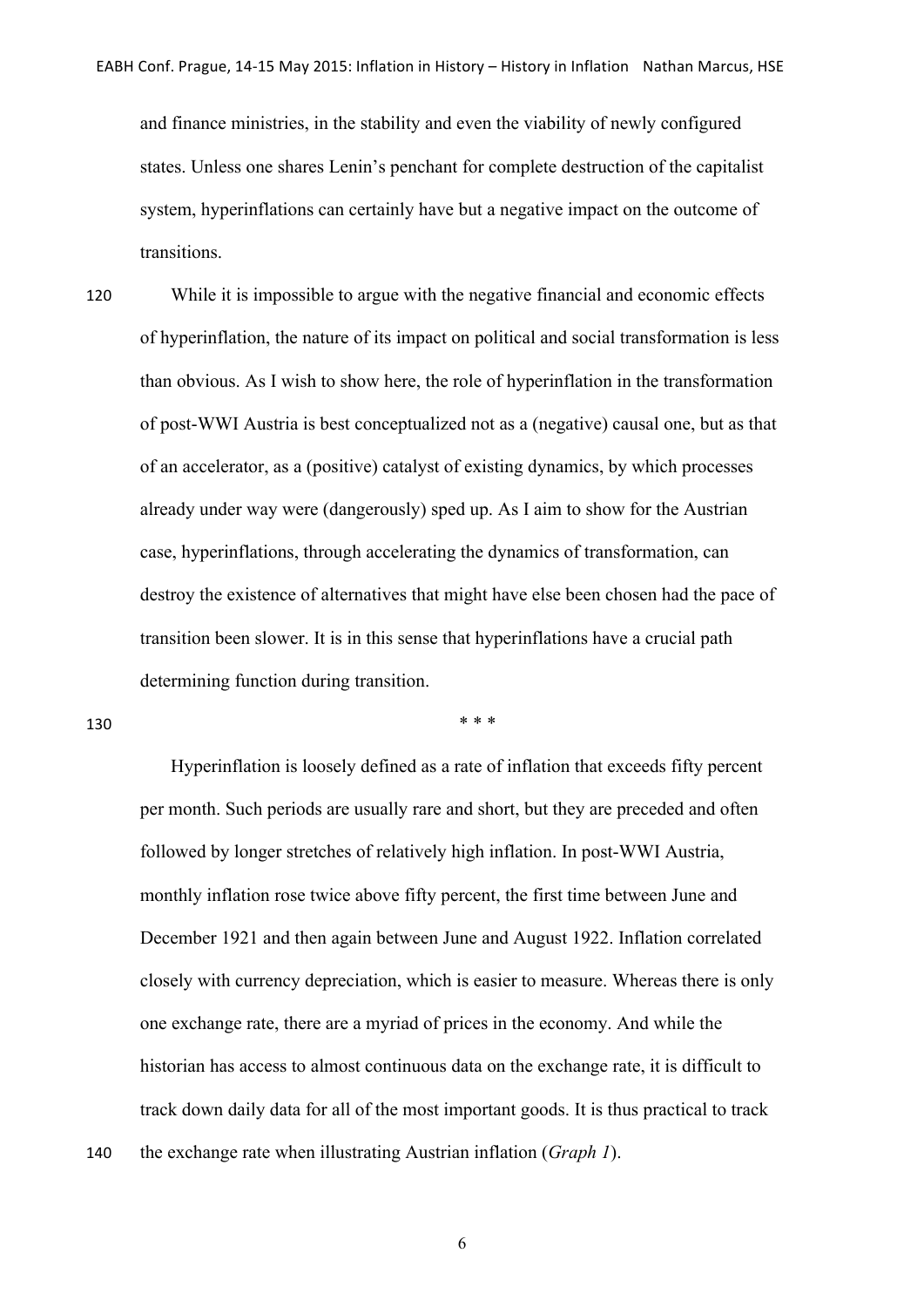and finance ministries, in the stability and even the viability of newly configured states. Unless one shares Lenin's penchant for complete destruction of the capitalist system, hyperinflations can certainly have but a negative impact on the outcome of transitions.

While it is impossible to argue with the negative financial and economic effects of hyperinflation, the nature of its impact on political and social transformation is less than obvious. As I wish to show here, the role of hyperinflation in the transformation of post-WWI Austria is best conceptualized not as a (negative) causal one, but as that of an accelerator, as a (positive) catalyst of existing dynamics, by which processes already under way were (dangerously) sped up. As I aim to show for the Austrian case, hyperinflations, through accelerating the dynamics of transformation, can destroy the existence of alternatives that might have else been chosen had the pace of transition been slower. It is in this sense that hyperinflations have a crucial path determining function during transition.

\* \* \*

Hyperinflation is loosely defined as a rate of inflation that exceeds fifty percent per month. Such periods are usually rare and short, but they are preceded and often followed by longer stretches of relatively high inflation. In post-WWI Austria, monthly inflation rose twice above fifty percent, the first time between June and December 1921 and then again between June and August 1922. Inflation correlated closely with currency depreciation, which is easier to measure. Whereas there is only one exchange rate, there are a myriad of prices in the economy. And while the historian has access to almost continuous data on the exchange rate, it is difficult to track down daily data for all of the most important goods. It is thus practical to track the exchange rate when illustrating Austrian inflation (*Graph 1*).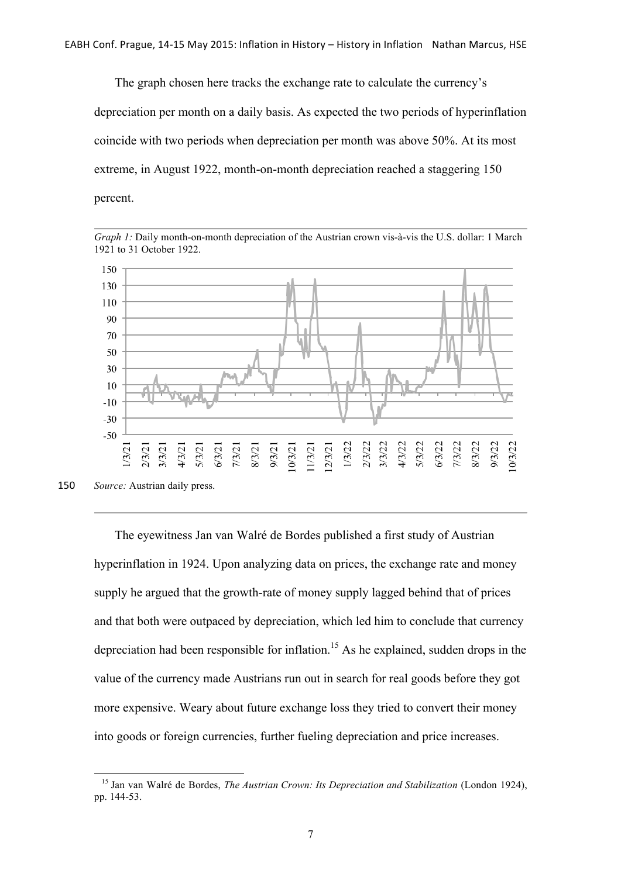The graph chosen here tracks the exchange rate to calculate the currency's depreciation per month on a daily basis. As expected the two periods of hyperinflation coincide with two periods when depreciation per month was above 50%. At its most extreme, in August 1922, month-on-month depreciation reached a staggering 150 percent.

*Graph 1:* Daily month-on-month depreciation of the Austrian crown vis-à-vis the U.S. dollar: 1 March 1921 to 31 October 1922.

*Source:* Austrian daily press.

The eyewitness Jan van Walré de Bordes published a first study of Austrian hyperinflation in 1924. Upon analyzing data on prices, the exchange rate and money supply he argued that the growth-rate of money supply lagged behind that of prices and that both were outpaced by depreciation, which led him to conclude that currency depreciation had been responsible for inflation.[15] As he explained, sudden drops in the value of the currency made Austrians run out in search for real goods before they got more expensive. Weary about future exchange loss they tried to convert their money into goods or foreign currencies, further fueling depreciation and price increases.

[15] Jan van Walré de Bordes, *The Austrian Crown: Its Depreciation and Stabilization* (London 1924), pp. 144-53.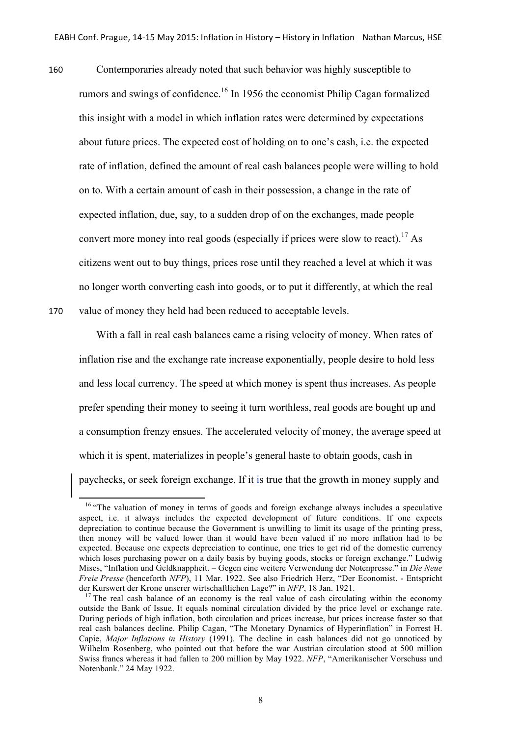Contemporaries already noted that such behavior was highly susceptible to rumors and swings of confidence.[16] In 1956 the economist Philip Cagan formalized this insight with a model in which inflation rates were determined by expectations about future prices. The expected cost of holding on to one's cash, i.e. the expected rate of inflation, defined the amount of real cash balances people were willing to hold on to. With a certain amount of cash in their possession, a change in the rate of expected inflation, due, say, to a sudden drop of on the exchanges, made people convert more money into real goods (especially if prices were slow to react).[17] As citizens went out to buy things, prices rose until they reached a level at which it was no longer worth converting cash into goods, or to put it differently, at which the real value of money they held had been reduced to acceptable levels.

With a fall in real cash balances came a rising velocity of money. When rates of inflation rise and the exchange rate increase exponentially, people desire to hold less and less local currency. The speed at which money is spent thus increases. As people prefer spending their money to seeing it turn worthless, real goods are bought up and a consumption frenzy ensues. The accelerated velocity of money, the average speed at which it is spent, materializes in people's general haste to obtain goods, cash in paychecks, or seek foreign exchange. If it is true that the growth in money supply and

---

[16] "The valuation of money in terms of goods and foreign exchange always includes a speculative aspect, i.e. it always includes the expected development of future conditions. If one expects depreciation to continue because the Government is unwilling to limit its usage of the printing press, then money will be valued lower than it would have been valued if no more inflation had to be expected. Because one expects depreciation to continue, one tries to get rid of the domestic currency which loses purchasing power on a daily basis by buying goods, stocks or foreign exchange." Ludwig Mises, "Inflation und Geldknappheit. – Gegen eine weitere Verwendung der Notenpresse." in *Die Neue Freie Presse* (henceforth *NFP*), 11 Mar. 1922. See also Friedrich Herz, "Der Economist. - Entspricht der Kurswert der Krone unserer wirtschaftlichen Lage?" in *NFP*, 18 Jan. 1921.

[17] The real cash balance of an economy is the real value of cash circulating within the economy outside the Bank of Issue. It equals nominal circulation divided by the price level or exchange rate. During periods of high inflation, both circulation and prices increase, but prices increase faster so that real cash balances decline. Philip Cagan, "The Monetary Dynamics of Hyperinflation" in Forrest H. Capie, *Major Inflations in History* (1991). The decline in cash balances did not go unnoticed by Wilhelm Rosenberg, who pointed out that before the war Austrian circulation stood at 500 million Swiss francs whereas it had fallen to 200 million by May 1922. *NFP*, "Amerikanischer Vorschuss und Notenbank." 24 May 1922.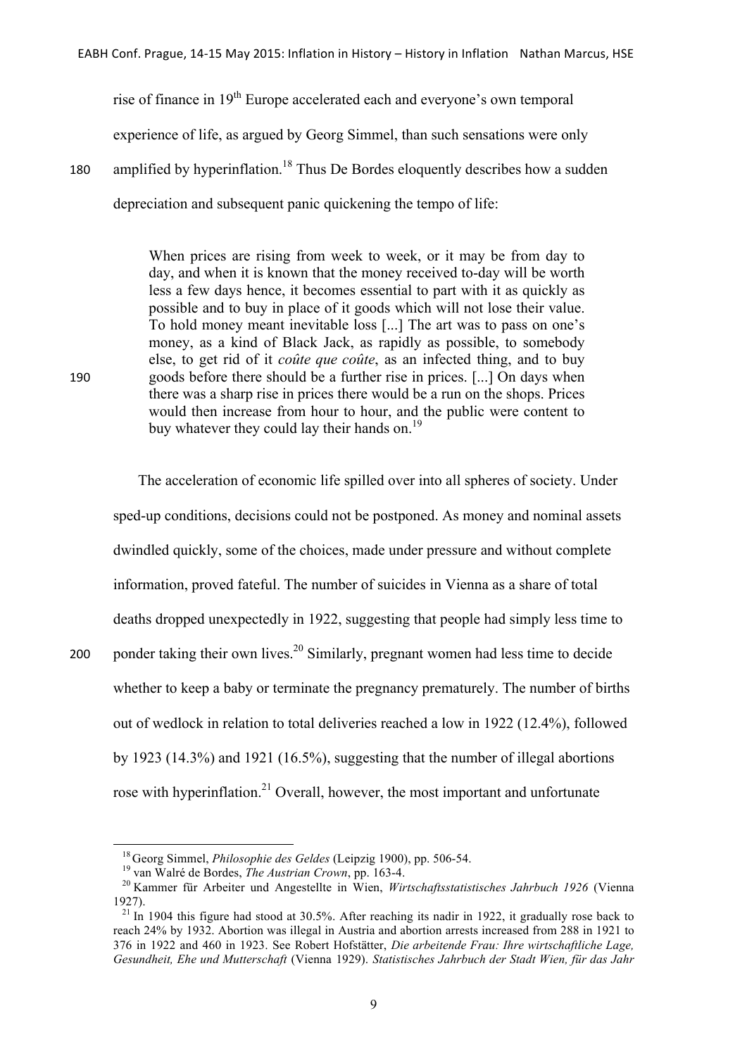rise of finance in 19th Europe accelerated each and everyone's own temporal experience of life, as argued by Georg Simmel, than such sensations were only amplified by hyperinflation.[18] Thus De Bordes eloquently describes how a sudden depreciation and subsequent panic quickening the tempo of life:

> When prices are rising from week to week, or it may be from day to day, and when it is known that the money received to-day will be worth less a few days hence, it becomes essential to part with it as quickly as possible and to buy in place of it goods which will not lose their value. To hold money meant inevitable loss [...] The art was to pass on one's money, as a kind of Black Jack, as rapidly as possible, to somebody else, to get rid of it *coûte que coûte*, as an infected thing, and to buy goods before there should be a further rise in prices. [...] On days when there was a sharp rise in prices there would be a run on the shops. Prices would then increase from hour to hour, and the public were content to buy whatever they could lay their hands on.[19]

The acceleration of economic life spilled over into all spheres of society. Under sped-up conditions, decisions could not be postponed. As money and nominal assets dwindled quickly, some of the choices, made under pressure and without complete information, proved fateful. The number of suicides in Vienna as a share of total deaths dropped unexpectedly in 1922, suggesting that people had simply less time to ponder taking their own lives.[20] Similarly, pregnant women had less time to decide whether to keep a baby or terminate the pregnancy prematurely. The number of births out of wedlock in relation to total deliveries reached a low in 1922 (12.4%), followed by 1923 (14.3%) and 1921 (16.5%), suggesting that the number of illegal abortions rose with hyperinflation.[21] Overall, however, the most important and unfortunate

---

[18] Georg Simmel, *Philosophie des Geldes* (Leipzig 1900), pp. 506-54.

[19] van Walré de Bordes, *The Austrian Crown*, pp. 163-4.

[20] Kammer für Arbeiter und Angestellte in Wien, *Wirtschaftsstatistisches Jahrbuch 1926* (Vienna 1927).

[21] In 1904 this figure had stood at 30.5%. After reaching its nadir in 1922, it gradually rose back to reach 24% by 1932. Abortion was illegal in Austria and abortion arrests increased from 288 in 1921 to 376 in 1922 and 460 in 1923. See Robert Hofstätter, *Die arbeitende Frau: Ihre wirtschaftliche Lage, Gesundheit, Ehe und Mutterschaft* (Vienna 1929). *Statistisches Jahrbuch der Stadt Wien, für das Jahr*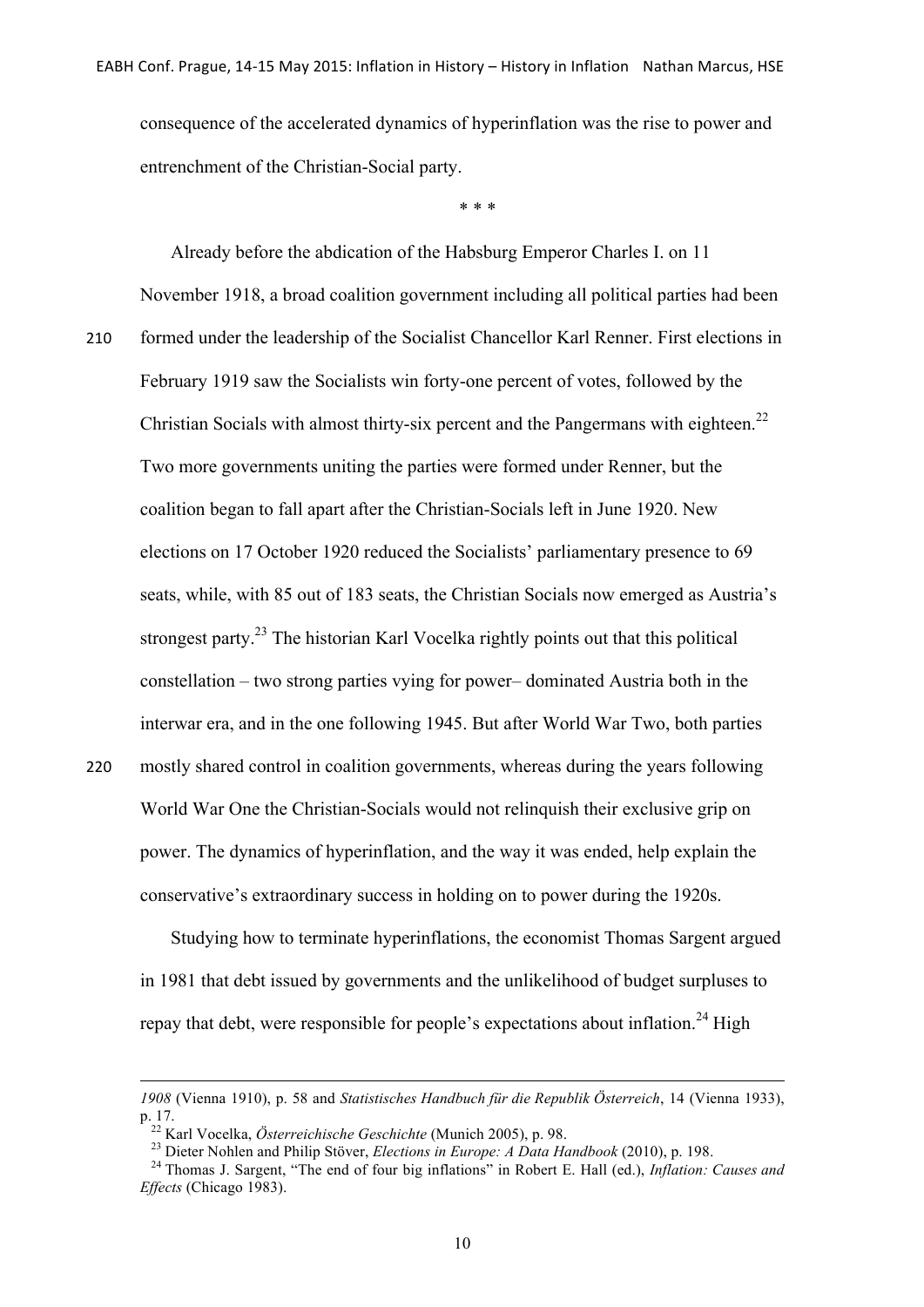consequence of the accelerated dynamics of hyperinflation was the rise to power and entrenchment of the Christian-Social party.

\* \* \*

Already before the abdication of the Habsburg Emperor Charles I. on 11 November 1918, a broad coalition government including all political parties had been formed under the leadership of the Socialist Chancellor Karl Renner. First elections in February 1919 saw the Socialists win forty-one percent of votes, followed by the Christian Socials with almost thirty-six percent and the Pangermans with eighteen.[22] Two more governments uniting the parties were formed under Renner, but the coalition began to fall apart after the Christian-Socials left in June 1920. New elections on 17 October 1920 reduced the Socialists' parliamentary presence to 69 seats, while, with 85 out of 183 seats, the Christian Socials now emerged as Austria's strongest party.[23] The historian Karl Vocelka rightly points out that this political constellation – two strong parties vying for power– dominated Austria both in the interwar era, and in the one following 1945. But after World War Two, both parties mostly shared control in coalition governments, whereas during the years following World War One the Christian-Socials would not relinquish their exclusive grip on power. The dynamics of hyperinflation, and the way it was ended, help explain the conservative's extraordinary success in holding on to power during the 1920s.

Studying how to terminate hyperinflations, the economist Thomas Sargent argued in 1981 that debt issued by governments and the unlikelihood of budget surpluses to repay that debt, were responsible for people's expectations about inflation.[24] High

---

*1908* (Vienna 1910), p. 58 and *Statisches Handbuch für die Republik Österreich*, 14 (Vienna 1933), p. 17.

[22] Karl Vocelka, *Österreichische Geschichte* (Munich 2005), p. 98.

[23] Dieter Nohlen and Philip Stöver, *Elections in Europe: A Data Handbook* (2010), p. 198.

[24] Thomas J. Sargent, "The end of four big inflations" in Robert E. Hall (ed.), *Inflation: Causes and Effects* (Chicago 1983).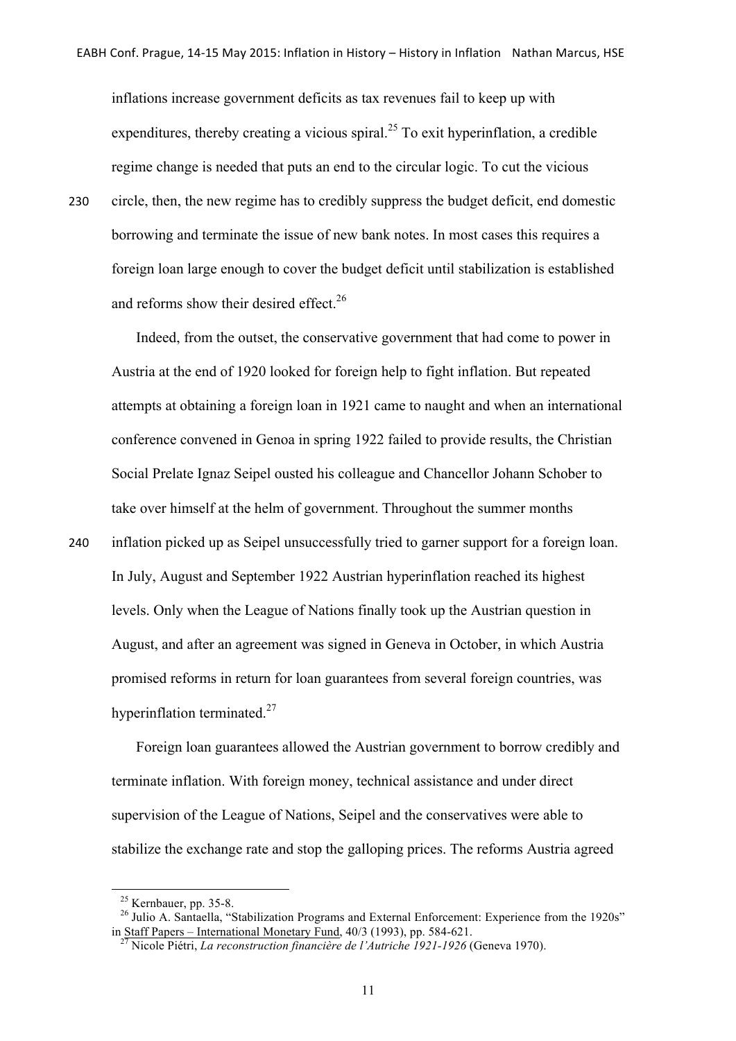inflations increase government deficits as tax revenues fail to keep up with expenditures, thereby creating a vicious spiral.[25] To exit hyperinflation, a credible regime change is needed that puts an end to the circular logic. To cut the vicious circle, then, the new regime has to credibly suppress the budget deficit, end domestic borrowing and terminate the issue of new bank notes. In most cases this requires a foreign loan large enough to cover the budget deficit until stabilization is established and reforms show their desired effect.[26]

Indeed, from the outset, the conservative government that had come to power in Austria at the end of 1920 looked for foreign help to fight inflation. But repeated attempts at obtaining a foreign loan in 1921 came to naught and when an international conference convened in Genoa in spring 1922 failed to provide results, the Christian Social Prelate Ignaz Seipel ousted his colleague and Chancellor Johann Schober to take over himself at the helm of government. Throughout the summer months inflation picked up as Seipel unsuccessfully tried to garner support for a foreign loan. In July, August and September 1922 Austrian hyperinflation reached its highest levels. Only when the League of Nations finally took up the Austrian question in August, and after an agreement was signed in Geneva in October, in which Austria promised reforms in return for loan guarantees from several foreign countries, was hyperinflation terminated.[27]

Foreign loan guarantees allowed the Austrian government to borrow credibly and terminate inflation. With foreign money, technical assistance and under direct supervision of the League of Nations, Seipel and the conservatives were able to stabilize the exchange rate and stop the galloping prices. The reforms Austria agreed

---

[25] Kernbauer, pp. 35-8.

[26] Julio A. Santaella, "Stabilization Programs and External Enforcement: Experience from the 1920s" in Staff Papers – International Monetary Fund, 40/3 (1993), pp. 584-621.

[27] Nicole Piétri, *La reconstruction financière de l'Autriche 1921-1926* (Geneva 1970).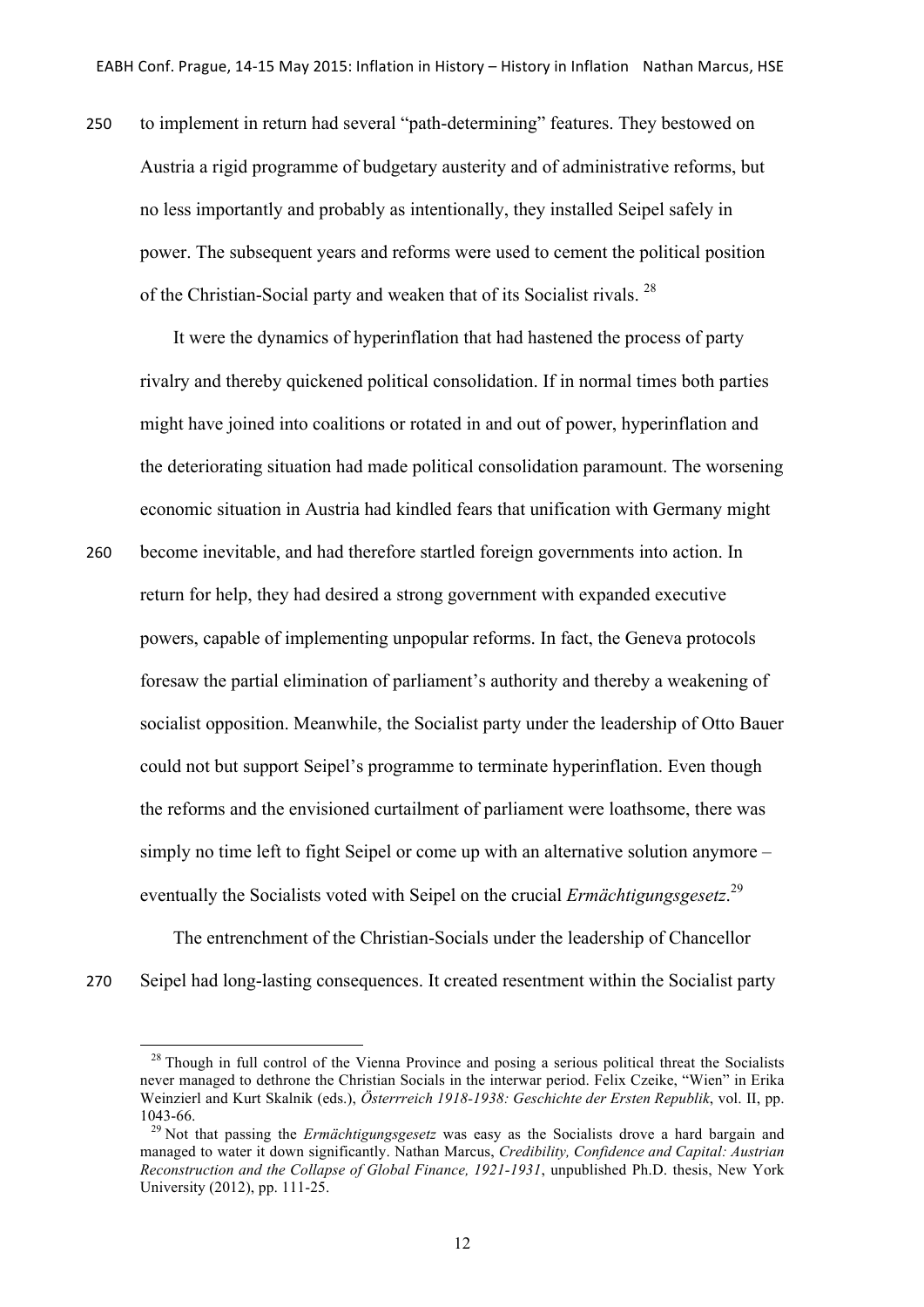to implement in return had several "path-determining" features. They bestowed on Austria a rigid programme of budgetary austerity and of administrative reforms, but no less importantly and probably as intentionally, they installed Seipel safely in power. The subsequent years and reforms were used to cement the political position of the Christian-Social party and weaken that of its Socialist rivals. [28]

It were the dynamics of hyperinflation that had hastened the process of party rivalry and thereby quickened political consolidation. If in normal times both parties might have joined into coalitions or rotated in and out of power, hyperinflation and the deteriorating situation had made political consolidation paramount. The worsening economic situation in Austria had kindled fears that unification with Germany might become inevitable, and had therefore startled foreign governments into action. In return for help, they had desired a strong government with expanded executive powers, capable of implementing unpopular reforms. In fact, the Geneva protocols foresaw the partial elimination of parliament's authority and thereby a weakening of socialist opposition. Meanwhile, the Socialist party under the leadership of Otto Bauer could not but support Seipel's programme to terminate hyperinflation. Even though the reforms and the envisioned curtailment of parliament were loathsome, there was simply no time left to fight Seipel or come up with an alternative solution anymore – eventually the Socialists voted with Seipel on the crucial *Ermächtigungsgesetz*.[29]

The entrenchment of the Christian-Socials under the leadership of Chancellor Seipel had long-lasting consequences. It created resentment within the Socialist party

---

[28] Though in full control of the Vienna Province and posing a serious political threat the Socialists never managed to dethrone the Christian Socials in the interwar period. Felix Czeike, "Wien" in Erika Weinzierl and Kurt Skalnik (eds.), *Österrreich 1918-1938: Geschichte der Ersten Republik*, vol. II, pp. 1043-66.

[29] Not that passing the *Ermächtigungsgesetz* was easy as the Socialists drove a hard bargain and managed to water it down significantly. Nathan Marcus, *Credibility, Confidence and Capital: Austrian Reconstruction and the Collapse of Global Finance, 1921-1931*, unpublished Ph.D. thesis, New York University (2012), pp. 111-25.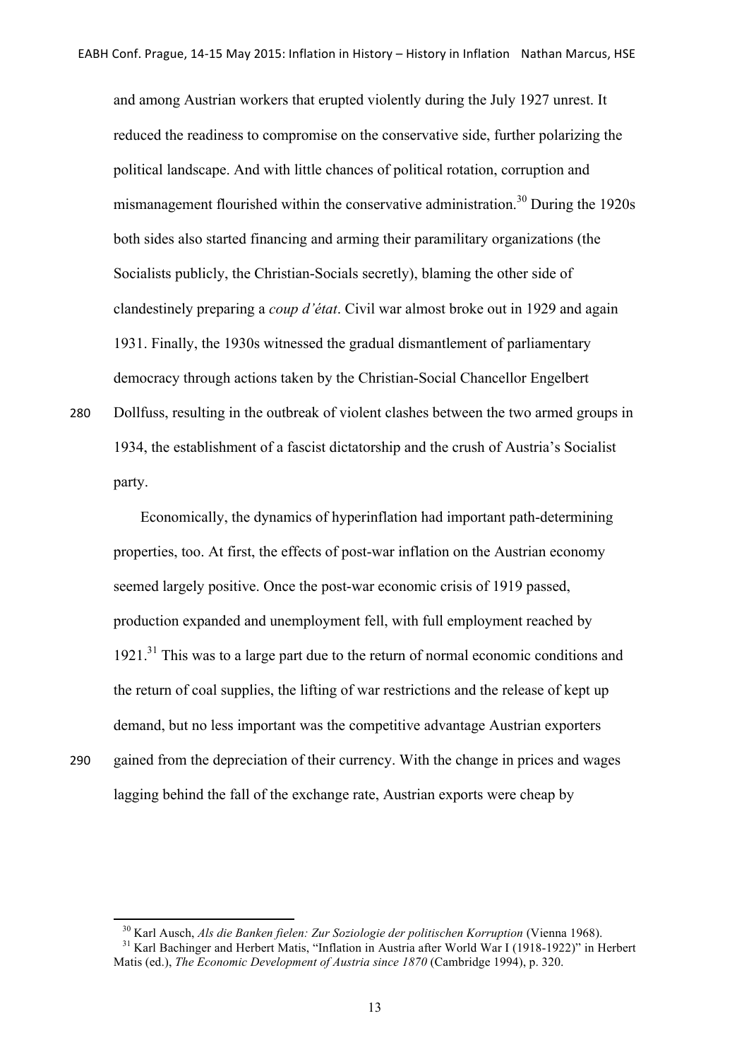and among Austrian workers that erupted violently during the July 1927 unrest. It reduced the readiness to compromise on the conservative side, further polarizing the political landscape. And with little chances of political rotation, corruption and mismanagement flourished within the conservative administration.[30] During the 1920s both sides also started financing and arming their paramilitary organizations (the Socialists publicly, the Christian-Socials secretly), blaming the other side of clandestinely preparing a *coup d'état*. Civil war almost broke out in 1929 and again 1931. Finally, the 1930s witnessed the gradual dismantlement of parliamentary democracy through actions taken by the Christian-Social Chancellor Engelbert Dollfuss, resulting in the outbreak of violent clashes between the two armed groups in 1934, the establishment of a fascist dictatorship and the crush of Austria's Socialist party.

Economically, the dynamics of hyperinflation had important path-determining properties, too. At first, the effects of post-war inflation on the Austrian economy seemed largely positive. Once the post-war economic crisis of 1919 passed, production expanded and unemployment fell, with full employment reached by 1921.[31] This was to a large part due to the return of normal economic conditions and the return of coal supplies, the lifting of war restrictions and the release of kept up demand, but no less important was the competitive advantage Austrian exporters gained from the depreciation of their currency. With the change in prices and wages lagging behind the fall of the exchange rate, Austrian exports were cheap by

[30] Karl Ausch, *Als die Banken fielen: Zur Soziologie der politischen Korruption* (Vienna 1968).

[31] Karl Bachinger and Herbert Matis, "Inflation in Austria after World War I (1918-1922)" in Herbert Matis (ed.), *The Economic Development of Austria since 1870* (Cambridge 1994), p. 320.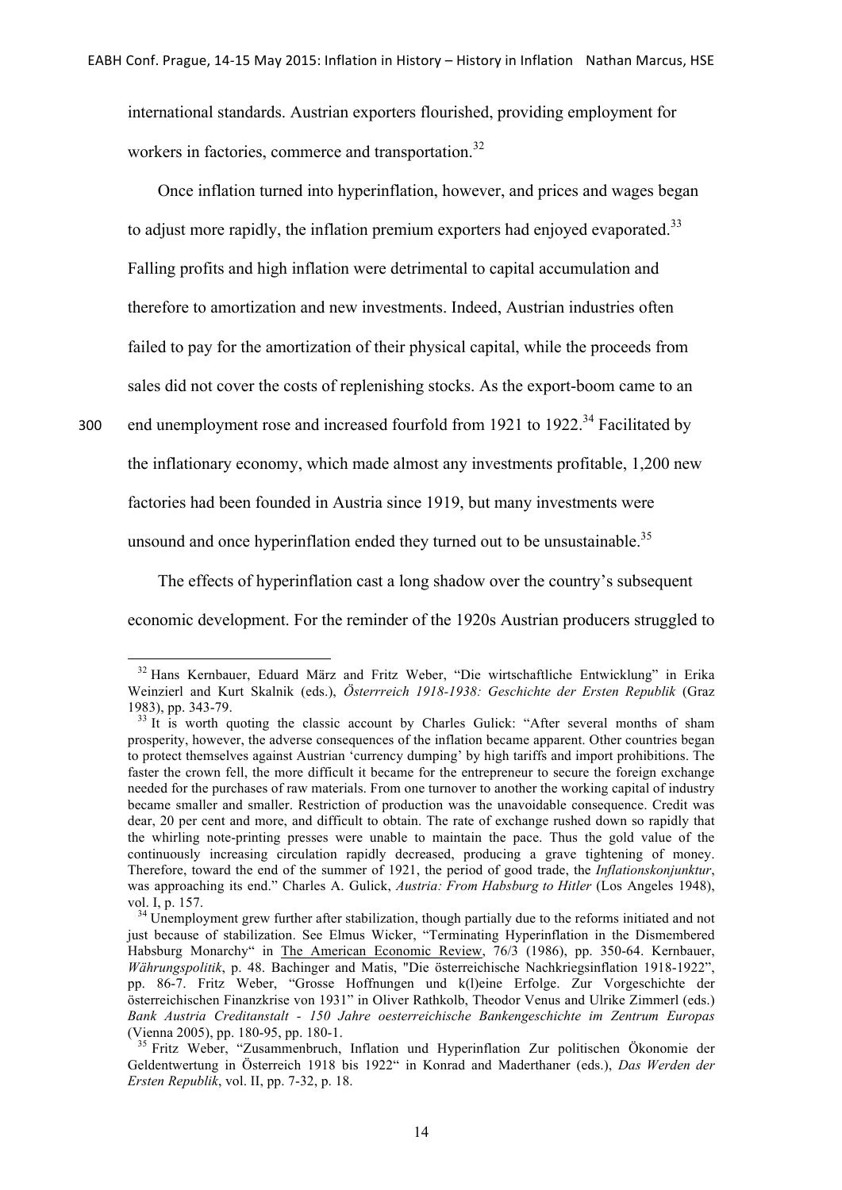international standards. Austrian exporters flourished, providing employment for workers in factories, commerce and transportation.[32]

Once inflation turned into hyperinflation, however, and prices and wages began to adjust more rapidly, the inflation premium exporters had enjoyed evaporated.[33] Falling profits and high inflation were detrimental to capital accumulation and therefore to amortization and new investments. Indeed, Austrian industries often failed to pay for the amortization of their physical capital, while the proceeds from sales did not cover the costs of replenishing stocks. As the export-boom came to an end unemployment rose and increased fourfold from 1921 to 1922.[34] Facilitated by the inflationary economy, which made almost any investments profitable, 1,200 new factories had been founded in Austria since 1919, but many investments were unsound and once hyperinflation ended they turned out to be unsustainable.[35]

The effects of hyperinflation cast a long shadow over the country's subsequent economic development. For the reminder of the 1920s Austrian producers struggled to

---

[32] Hans Kernbauer, Eduard März and Fritz Weber, "Die wirtschaftliche Entwicklung" in Erika Weinzierl and Kurt Skalnik (eds.), *Österrreich 1918-1938: Geschichte der Ersten Republik* (Graz 1983), pp. 343-79.

[33] It is worth quoting the classic account by Charles Gulick: "After several months of sham prosperity, however, the adverse consequences of the inflation became apparent. Other countries began to protect themselves against Austrian 'currency dumping' by high tariffs and import prohibitions. The faster the crown fell, the more difficult it became for the entrepreneur to secure the foreign exchange needed for the purchases of raw materials. From one turnover to another the working capital of industry became smaller and smaller. Restriction of production was the unavoidable consequence. Credit was dear, 20 per cent and more, and difficult to obtain. The rate of exchange rushed down so rapidly that the whirling note-printing presses were unable to maintain the pace. Thus the gold value of the continuously increasing circulation rapidly decreased, producing a grave tightening of money. Therefore, toward the end of the summer of 1921, the period of good trade, the *Inflationskonjunktur*, was approaching its end." Charles A. Gulick, *Austria: From Habsburg to Hitler* (Los Angeles 1948), vol. I, p. 157.

[34] Unemployment grew further after stabilization, though partially due to the reforms initiated and not just because of stabilization. See Elmus Wicker, "Terminating Hyperinflation in the Dismembered Habsburg Monarchy" in The American Economic Review, 76/3 (1986), pp. 350-64. Kernbauer, *Währungspolitik*, p. 48. Bachinger and Matis, "Die österreichische Nachkriegsinflation 1918-1922", pp. 86-7. Fritz Weber, "Grosse Hoffnungen und k(l)eine Erfolge. Zur Vorgeschichte der österreichischen Finanzkrise von 1931" in Oliver Rathkolb, Theodor Venus and Ulrike Zimmerl (eds.) *Bank Austria Creditanstalt - 150 Jahre oesterreichische Bankengeschichte im Zentrum Europas* (Vienna 2005), pp. 180-95, pp. 180-1.

[35] Fritz Weber, "Zusammenbruch, Inflation und Hyperinflation Zur politischen Ökonomie der Geldentwertung in Österreich 1918 bis 1922" in Konrad and Maderthaner (eds.), *Das Werden der Ersten Republik*, vol. II, pp. 7-32, p. 18.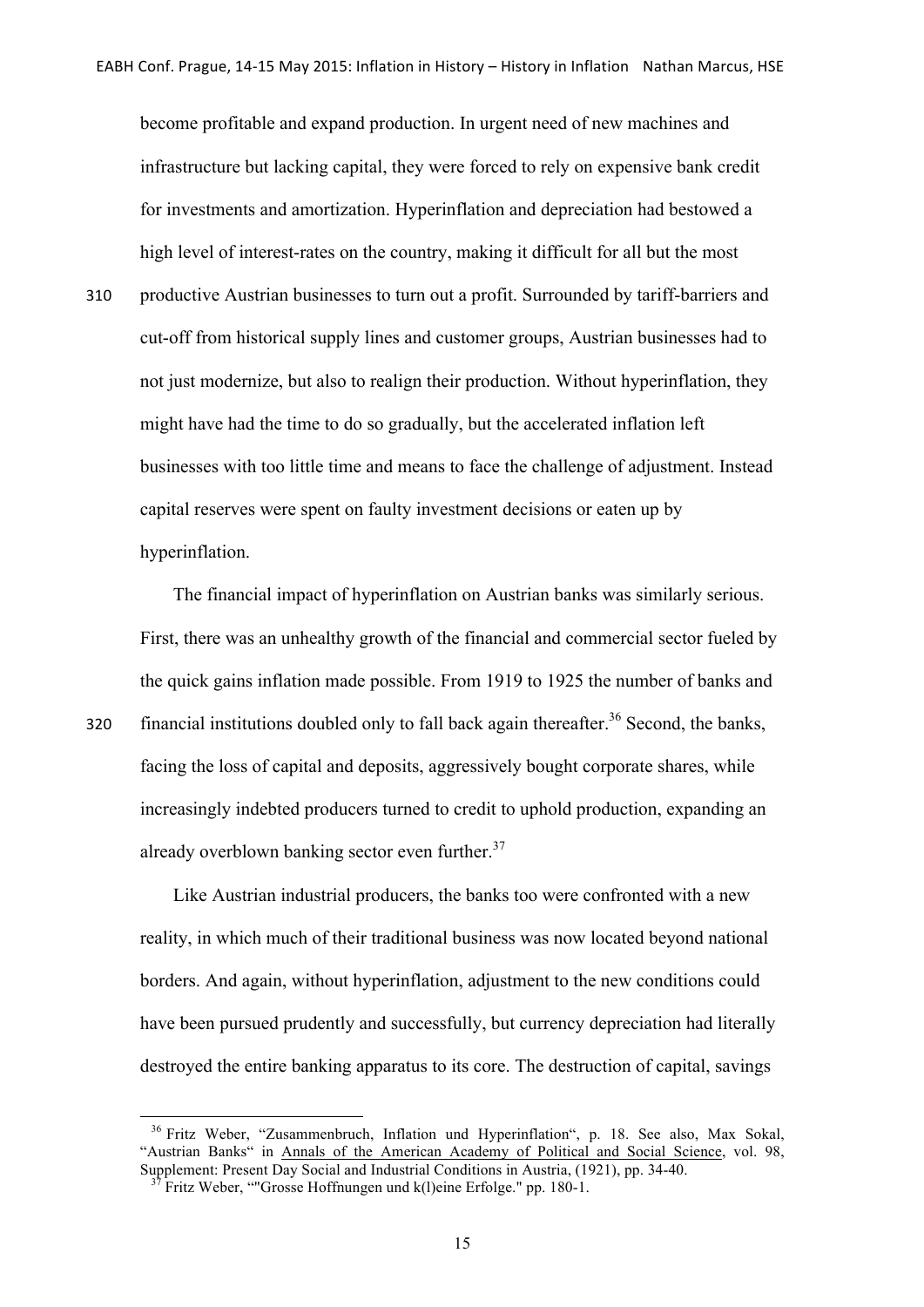become profitable and expand production. In urgent need of new machines and infrastructure but lacking capital, they were forced to rely on expensive bank credit for investments and amortization. Hyperinflation and depreciation had bestowed a high level of interest-rates on the country, making it difficult for all but the most productive Austrian businesses to turn out a profit. Surrounded by tariff-barriers and cut-off from historical supply lines and customer groups, Austrian businesses had to not just modernize, but also to realign their production. Without hyperinflation, they might have had the time to do so gradually, but the accelerated inflation left businesses with too little time and means to face the challenge of adjustment. Instead capital reserves were spent on faulty investment decisions or eaten up by hyperinflation.

The financial impact of hyperinflation on Austrian banks was similarly serious. First, there was an unhealthy growth of the financial and commercial sector fueled by the quick gains inflation made possible. From 1919 to 1925 the number of banks and financial institutions doubled only to fall back again thereafter.[36] Second, the banks, facing the loss of capital and deposits, aggressively bought corporate shares, while increasingly indebted producers turned to credit to uphold production, expanding an already overblown banking sector even further.[37]

Like Austrian industrial producers, the banks too were confronted with a new reality, in which much of their traditional business was now located beyond national borders. And again, without hyperinflation, adjustment to the new conditions could have been pursued prudently and successfully, but currency depreciation had literally destroyed the entire banking apparatus to its core. The destruction of capital, savings

---

[36] Fritz Weber, "Zusammenbruch, Inflation und Hyperinflation", p. 18. See also, Max Sokal, "Austrian Banks" in Annals of the American Academy of Political and Social Science, vol. 98, Supplement: Present Day Social and Industrial Conditions in Austria, (1921), pp. 34-40.

[37] Fritz Weber, ""Grosse Hoffnungen und k(l)eine Erfolge." pp. 180-1.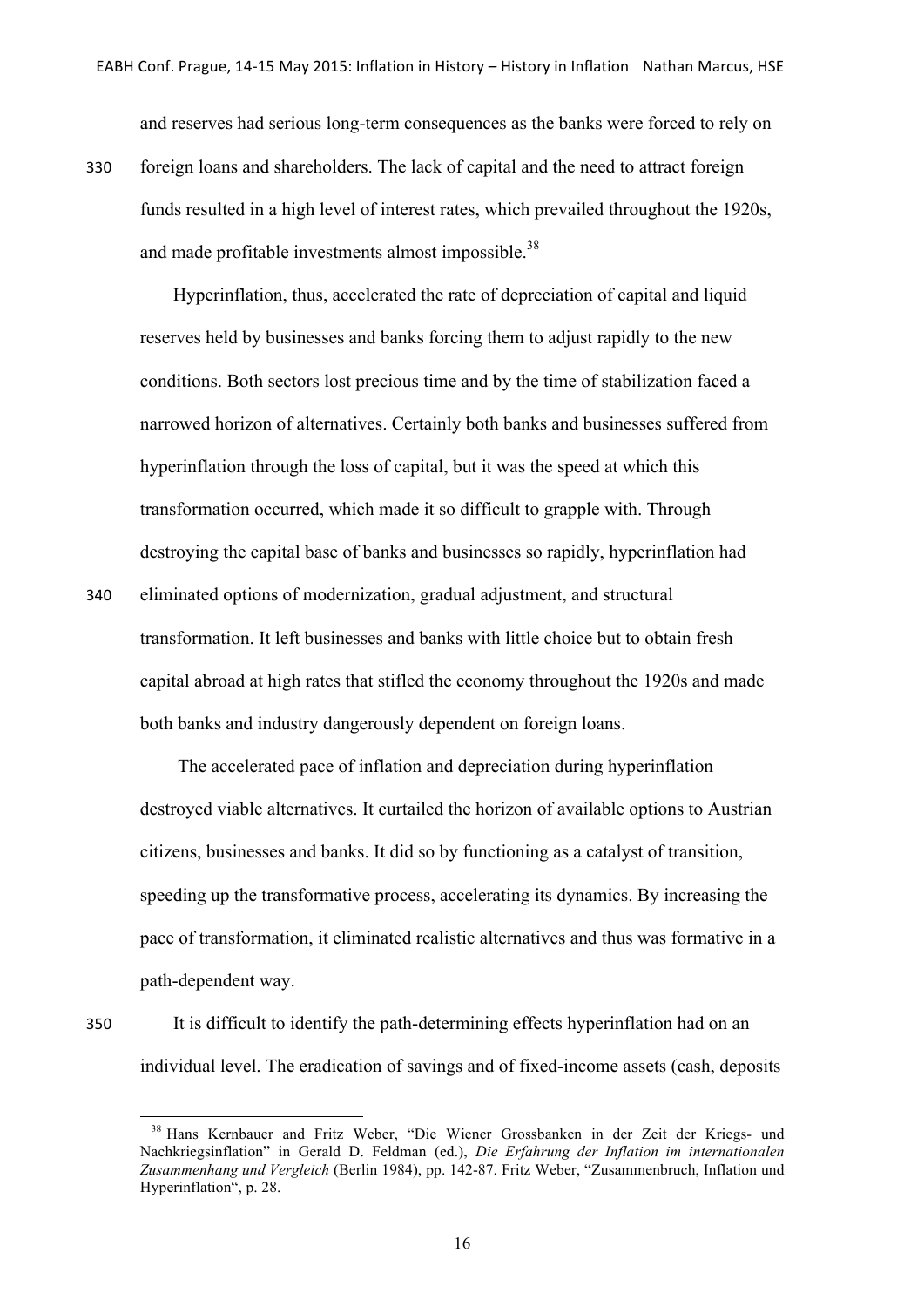and reserves had serious long-term consequences as the banks were forced to rely on foreign loans and shareholders. The lack of capital and the need to attract foreign funds resulted in a high level of interest rates, which prevailed throughout the 1920s, and made profitable investments almost impossible.[38]

Hyperinflation, thus, accelerated the rate of depreciation of capital and liquid reserves held by businesses and banks forcing them to adjust rapidly to the new conditions. Both sectors lost precious time and by the time of stabilization faced a narrowed horizon of alternatives. Certainly both banks and businesses suffered from hyperinflation through the loss of capital, but it was the speed at which this transformation occurred, which made it so difficult to grapple with. Through destroying the capital base of banks and businesses so rapidly, hyperinflation had eliminated options of modernization, gradual adjustment, and structural transformation. It left businesses and banks with little choice but to obtain fresh capital abroad at high rates that stifled the economy throughout the 1920s and made both banks and industry dangerously dependent on foreign loans.

The accelerated pace of inflation and depreciation during hyperinflation destroyed viable alternatives. It curtailed the horizon of available options to Austrian citizens, businesses and banks. It did so by functioning as a catalyst of transition, speeding up the transformative process, accelerating its dynamics. By increasing the pace of transformation, it eliminated realistic alternatives and thus was formative in a path-dependent way.

It is difficult to identify the path-determining effects hyperinflation had on an individual level. The eradication of savings and of fixed-income assets (cash, deposits

[38] Hans Kernbauer and Fritz Weber, "Die Wiener Grossbanken in der Zeit der Kriegs- und Nachkriegsinflation" in Gerald D. Feldman (ed.), *Die Erfahrung der Inflation im internationalen Zusammenhang und Vergleich* (Berlin 1984), pp. 142-87. Fritz Weber, "Zusammenbruch, Inflation und Hyperinflation", p. 28.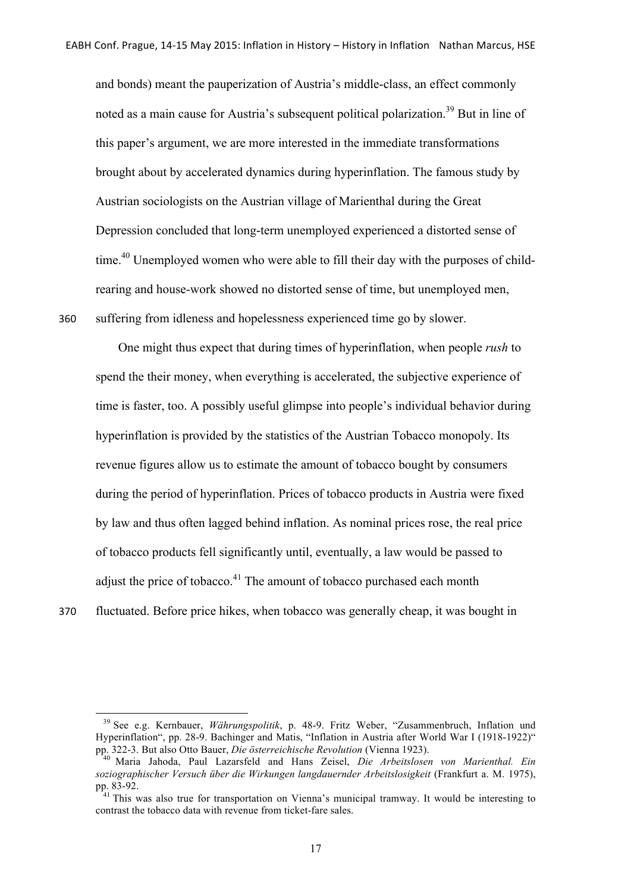and bonds) meant the pauperization of Austria's middle-class, an effect commonly noted as a main cause for Austria's subsequent political polarization.[39] But in line of this paper's argument, we are more interested in the immediate transformations brought about by accelerated dynamics during hyperinflation. The famous study by Austrian sociologists on the Austrian village of Marienthal during the Great Depression concluded that long-term unemployed experienced a distorted sense of time.[40] Unemployed women who were able to fill their day with the purposes of child-rearing and house-work showed no distorted sense of time, but unemployed men, suffering from idleness and hopelessness experienced time go by slower.

One might thus expect that during times of hyperinflation, when people *rush* to spend the their money, when everything is accelerated, the subjective experience of time is faster, too. A possibly useful glimpse into people's individual behavior during hyperinflation is provided by the statistics of the Austrian Tobacco monopoly. Its revenue figures allow us to estimate the amount of tobacco bought by consumers during the period of hyperinflation. Prices of tobacco products in Austria were fixed by law and thus often lagged behind inflation. As nominal prices rose, the real price of tobacco products fell significantly until, eventually, a law would be passed to adjust the price of tobacco.[41] The amount of tobacco purchased each month fluctuated. Before price hikes, when tobacco was generally cheap, it was bought in

---

[39] See e.g. Kernbauer, *Währungspolitik*, p. 48-9. Fritz Weber, "Zusammenbruch, Inflation und Hyperinflation", pp. 28-9. Bachinger and Matis, "Inflation in Austria after World War I (1918-1922)" pp. 322-3. But also Otto Bauer, *Die österreichische Revolution* (Vienna 1923).

[40] Maria Jahoda, Paul Lazarsfeld and Hans Zeisel, *Die Arbeitslosen von Marienthal. Ein soziographischer Versuch über die Wirkungen langdauernder Arbeitslosigkeit* (Frankfurt a. M. 1975), pp. 83-92.

[41] This was also true for transportation on Vienna's municipal tramway. It would be interesting to contrast the tobacco data with revenue from ticket-fare sales.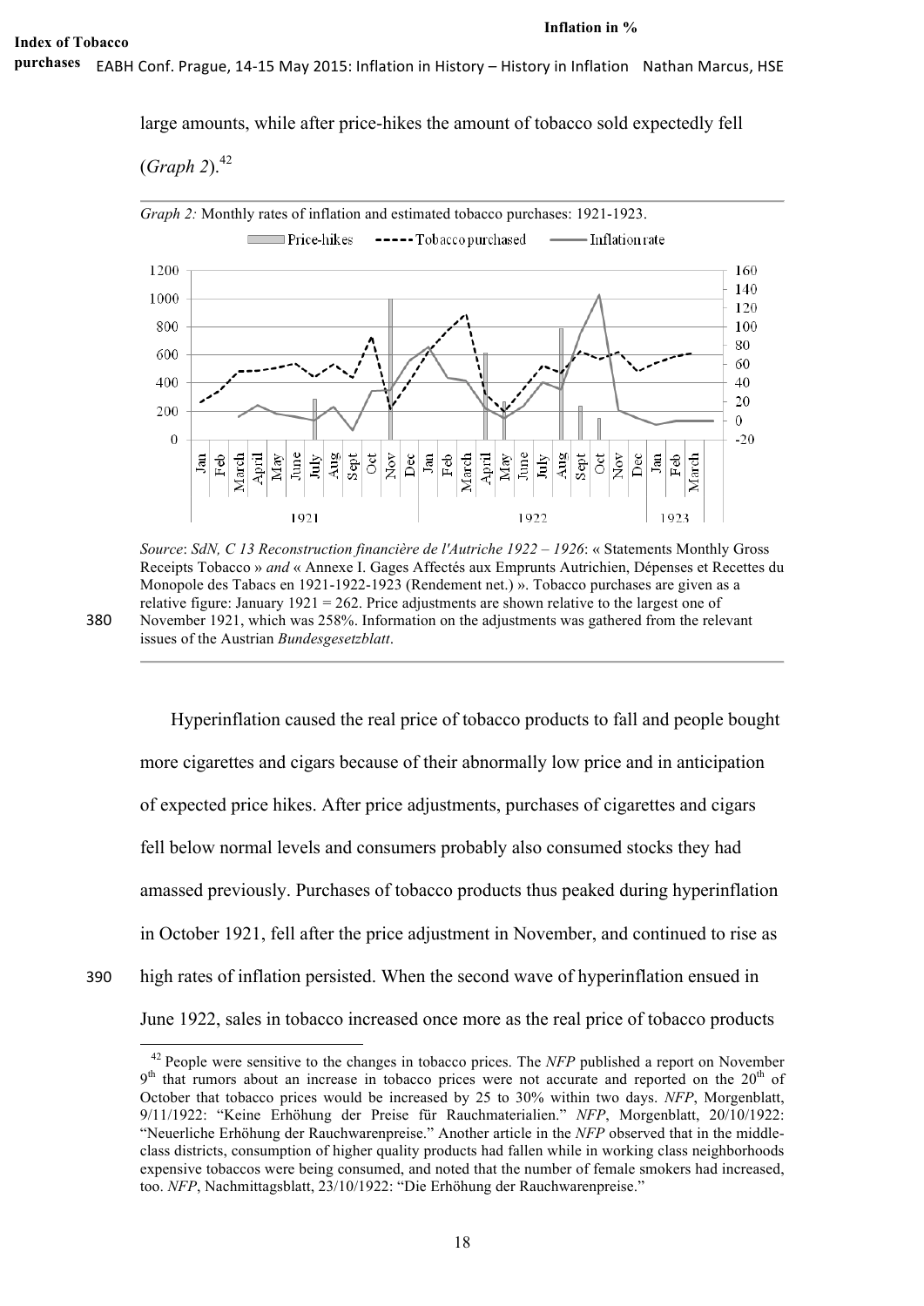large amounts, while after price-hikes the amount of tobacco sold expectedly fell (*Graph 2*).[42]

*Graph 2:* Monthly rates of inflation and estimated tobacco purchases: 1921-1923.

*Source*: *SdN, C 13 Reconstruction financière de l'Autriche 1922 – 1926*: « Statements Monthly Gross Receipts Tobacco » *and* « Annexe I. Gages Affectés aux Emprunts Autrichien, Dépenses et Recettes du Monopole des Tabacs en 1921-1922-1923 (Rendement net.) ». Tobacco purchases are given as a relative figure: January 1921 = 262. Price adjustments are shown relative to the largest one of November 1921, which was 258%. Information on the adjustments was gathered from the relevant issues of the Austrian *Bundesgesetzblatt*.

Hyperinflation caused the real price of tobacco products to fall and people bought more cigarettes and cigars because of their abnormally low price and in anticipation of expected price hikes. After price adjustments, purchases of cigarettes and cigars fell below normal levels and consumers probably also consumed stocks they had amassed previously. Purchases of tobacco products thus peaked during hyperinflation in October 1921, fell after the price adjustment in November, and continued to rise as high rates of inflation persisted. When the second wave of hyperinflation ensued in June 1922, sales in tobacco increased once more as the real price of tobacco products

[42] People were sensitive to the changes in tobacco prices. The *NFP* published a report on November 9th that rumors about an increase in tobacco prices were not accurate and reported on the 20th of October that tobacco prices would be increased by 25 to 30% within two days. *NFP*, Morgenblatt, 9/11/1922: "Keine Erhöhung der Preise für Rauchmaterialien." *NFP*, Morgenblatt, 20/10/1922: "Neuerliche Erhöhung der Rauchwarenpreise." Another article in the *NFP* observed that in the middle-class districts, consumption of higher quality products had fallen while in working class neighborhoods expensive tobaccos were being consumed, and noted that the number of female smokers had increased, too. *NFP*, Nachmittagsblatt, 23/10/1922: "Die Erhöhung der Rauchwarenpreise."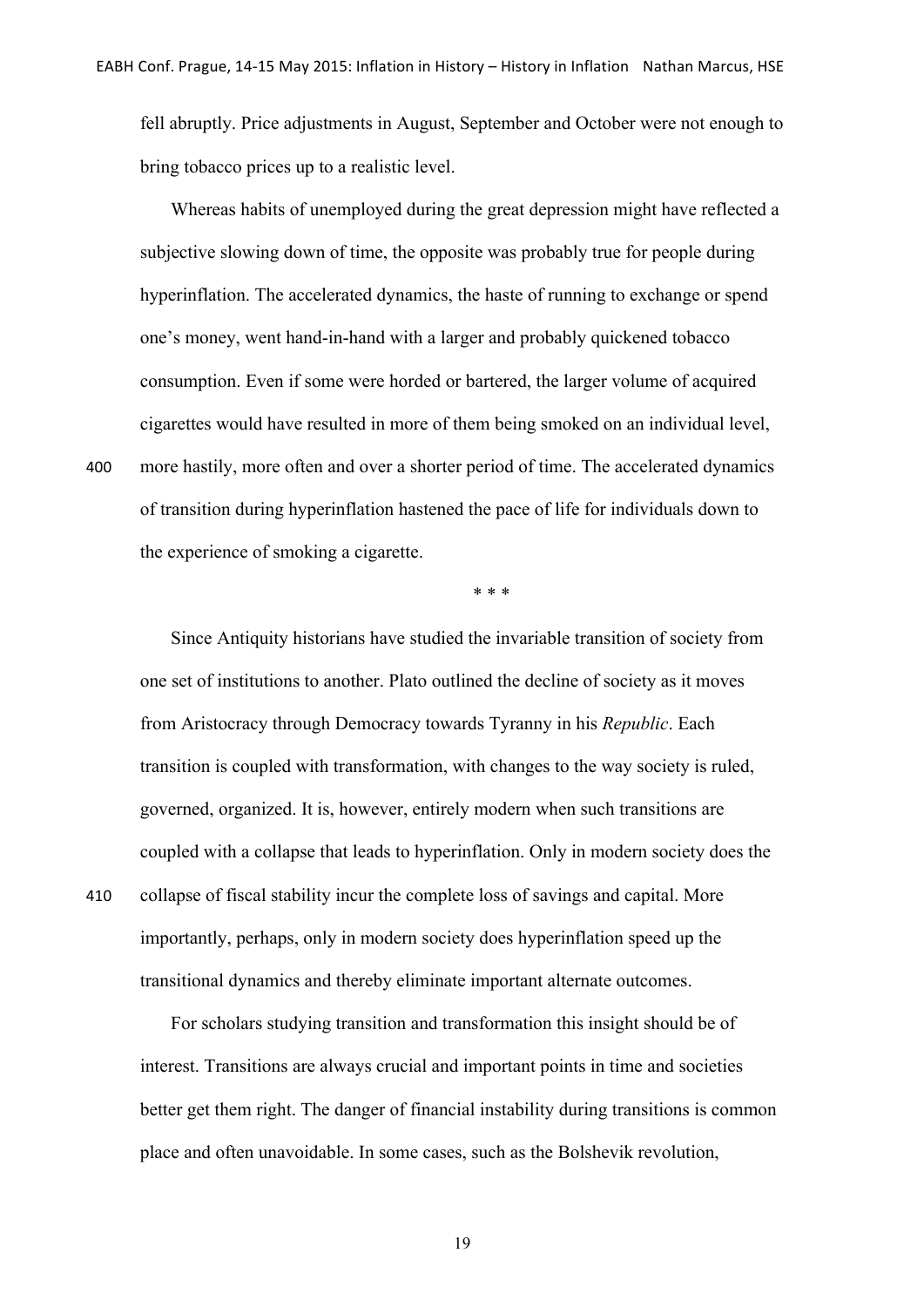fell abruptly. Price adjustments in August, September and October were not enough to bring tobacco prices up to a realistic level.

Whereas habits of unemployed during the great depression might have reflected a subjective slowing down of time, the opposite was probably true for people during hyperinflation. The accelerated dynamics, the haste of running to exchange or spend one's money, went hand-in-hand with a larger and probably quickened tobacco consumption. Even if some were horded or bartered, the larger volume of acquired cigarettes would have resulted in more of them being smoked on an individual level, more hastily, more often and over a shorter period of time. The accelerated dynamics of transition during hyperinflation hastened the pace of life for individuals down to the experience of smoking a cigarette.

\* \* \*

Since Antiquity historians have studied the invariable transition of society from one set of institutions to another. Plato outlined the decline of society as it moves from Aristocracy through Democracy towards Tyranny in his *Republic*. Each transition is coupled with transformation, with changes to the way society is ruled, governed, organized. It is, however, entirely modern when such transitions are coupled with a collapse that leads to hyperinflation. Only in modern society does the collapse of fiscal stability incur the complete loss of savings and capital. More importantly, perhaps, only in modern society does hyperinflation speed up the transitional dynamics and thereby eliminate important alternate outcomes.

For scholars studying transition and transformation this insight should be of interest. Transitions are always crucial and important points in time and societies better get them right. The danger of financial instability during transitions is common place and often unavoidable. In some cases, such as the Bolshevik revolution,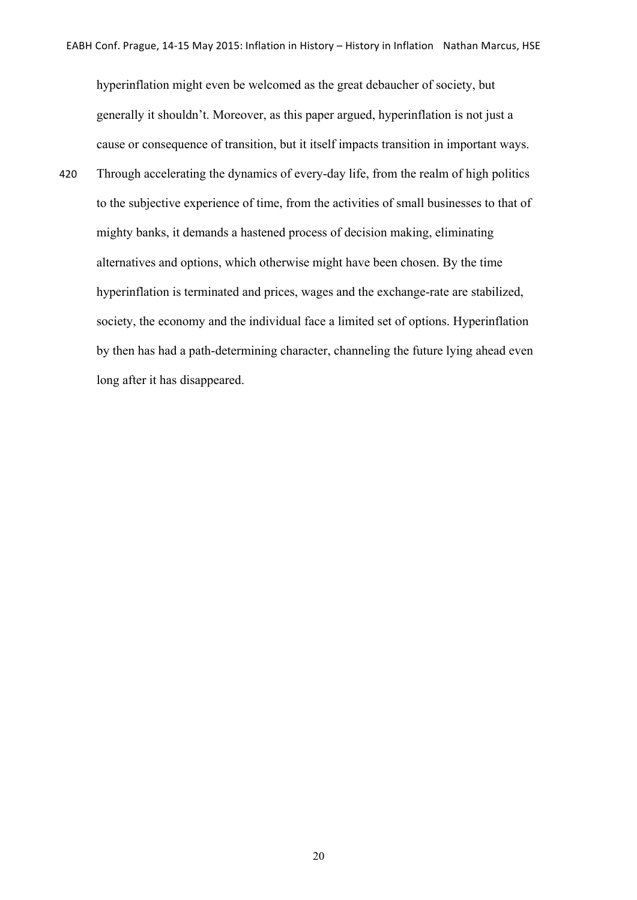hyperinflation might even be welcomed as the great debaucher of society, but generally it shouldn't. Moreover, as this paper argued, hyperinflation is not just a cause or consequence of transition, but it itself impacts transition in important ways. Through accelerating the dynamics of every-day life, from the realm of high politics to the subjective experience of time, from the activities of small businesses to that of mighty banks, it demands a hastened process of decision making, eliminating alternatives and options, which otherwise might have been chosen. By the time hyperinflation is terminated and prices, wages and the exchange-rate are stabilized, society, the economy and the individual face a limited set of options. Hyperinflation by then has had a path-determining character, channeling the future lying ahead even long after it has disappeared.